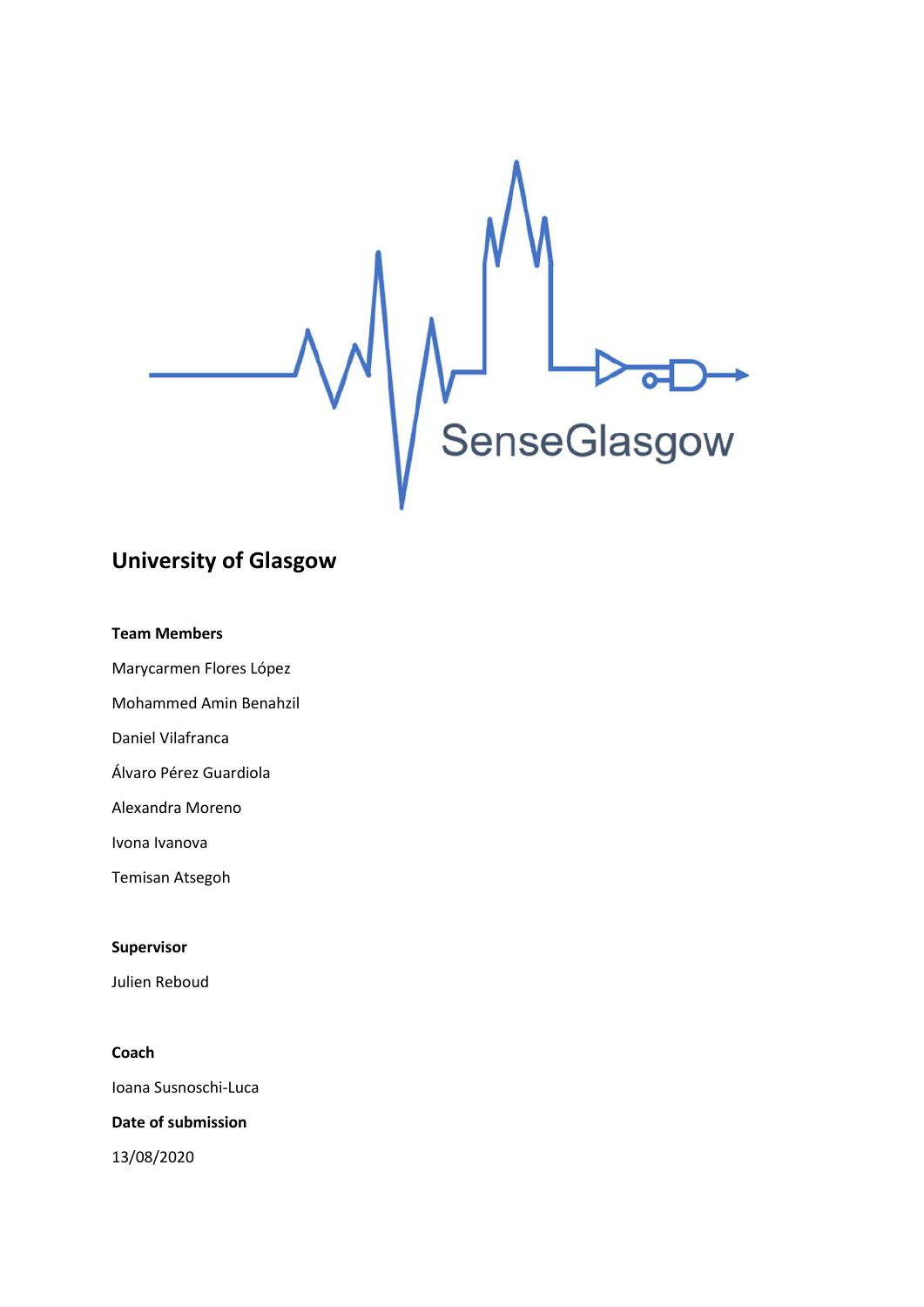SenseGlasgow

# University of Glasgow

**Team Members**

Marycarmen Flores López

Mohammed Amin Benahzil

Daniel Vilafranca

Álvaro Pérez Guardiola

Alexandra Moreno

Ivona Ivanova

Temisan Atsegoh

**Supervisor**

Julien Reboud

**Coach**

Ioana Susnoschi-Luca

**Date of submission**

13/08/2020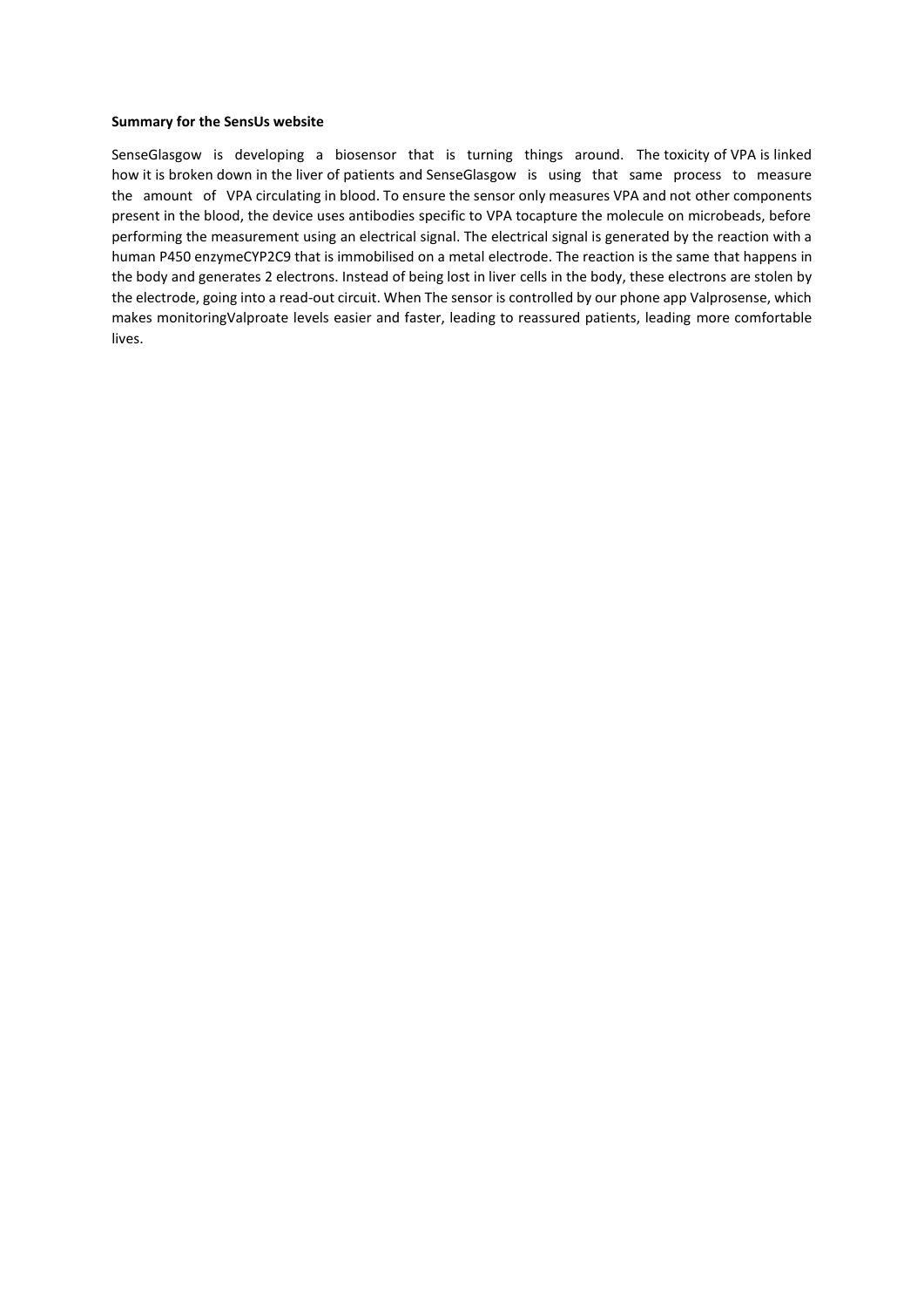**Summary for the SensUs website**

SenseGlasgow is developing a biosensor that is turning things around. The toxicity of VPA is linked how it is broken down in the liver of patients and SenseGlasgow is using that same process to measure the amount of VPA circulating in blood. To ensure the sensor only measures VPA and not other components present in the blood, the device uses antibodies specific to VPA tocapture the molecule on microbeads, before performing the measurement using an electrical signal. The electrical signal is generated by the reaction with a human P450 enzymeCYP2C9 that is immobilised on a metal electrode. The reaction is the same that happens in the body and generates 2 electrons. Instead of being lost in liver cells in the body, these electrons are stolen by the electrode, going into a read-out circuit. When The sensor is controlled by our phone app Valprosense, which makes monitoringValproate levels easier and faster, leading to reassured patients, leading more comfortable lives.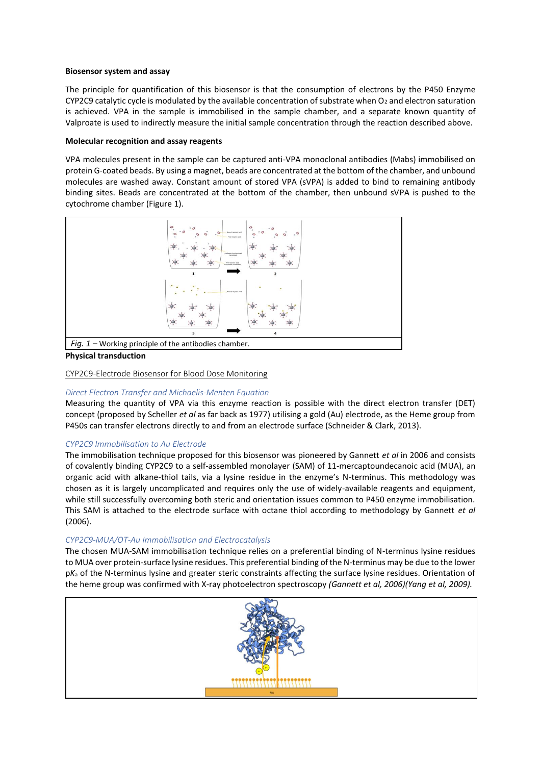**Biosensor system and assay**

The principle for quantification of this biosensor is that the consumption of electrons by the P450 Enzyme CYP2C9 catalytic cycle is modulated by the available concentration of substrate when $O_2$ and electron saturation is achieved. VPA in the sample is immobilised in the sample chamber, and a separate known quantity of Valproate is used to indirectly measure the initial sample concentration through the reaction described above.

**Molecular recognition and assay reagents**

VPA molecules present in the sample can be captured anti-VPA monoclonal antibodies (Mabs) immobilised on protein G-coated beads. By using a magnet, beads are concentrated at the bottom of the chamber, and unbound molecules are washed away. Constant amount of stored VPA (sVPA) is added to bind to remaining antibody binding sites. Beads are concentrated at the bottom of the chamber, then unbound sVPA is pushed to the cytochrome chamber (Figure 1).

*Fig. 1* – Working principle of the antibodies chamber.

**Physical transduction**

CYP2C9-Electrode Biosensor for Blood Dose Monitoring

*Direct Electron Transfer and Michaelis-Menten Equation*

Measuring the quantity of VPA via this enzyme reaction is possible with the direct electron transfer (DET) concept (proposed by Scheller *et al* as far back as 1977) utilising a gold (Au) electrode, as the Heme group from P450s can transfer electrons directly to and from an electrode surface (Schneider & Clark, 2013).

*CYP2C9 Immobilisation to Au Electrode*

The immobilisation technique proposed for this biosensor was pioneered by Gannett *et al* in 2006 and consists of covalently binding CYP2C9 to a self-assembled monolayer (SAM) of 11-mercaptoundecanoic acid (MUA), an organic acid with alkane-thiol tails, via a lysine residue in the enzyme's N-terminus. This methodology was chosen as it is largely uncomplicated and requires only the use of widely-available reagents and equipment, while still successfully overcoming both steric and orientation issues common to P450 enzyme immobilisation. This SAM is attached to the electrode surface with octane thiol according to methodology by Gannett *et al* (2006).

*CYP2C9-MUA/OT-Au Immobilisation and Electrocatalysis*

The chosen MUA-SAM immobilisation technique relies on a preferential binding of N-terminus lysine residues to MUA over protein-surface lysine residues. This preferential binding of the N-terminus may be due to the lower p$K_a$ of the N-terminus lysine and greater steric constraints affecting the surface lysine residues. Orientation of the heme group was confirmed with X-ray photoelectron spectroscopy *(Gannett et al, 2006)(Yang et al, 2009).*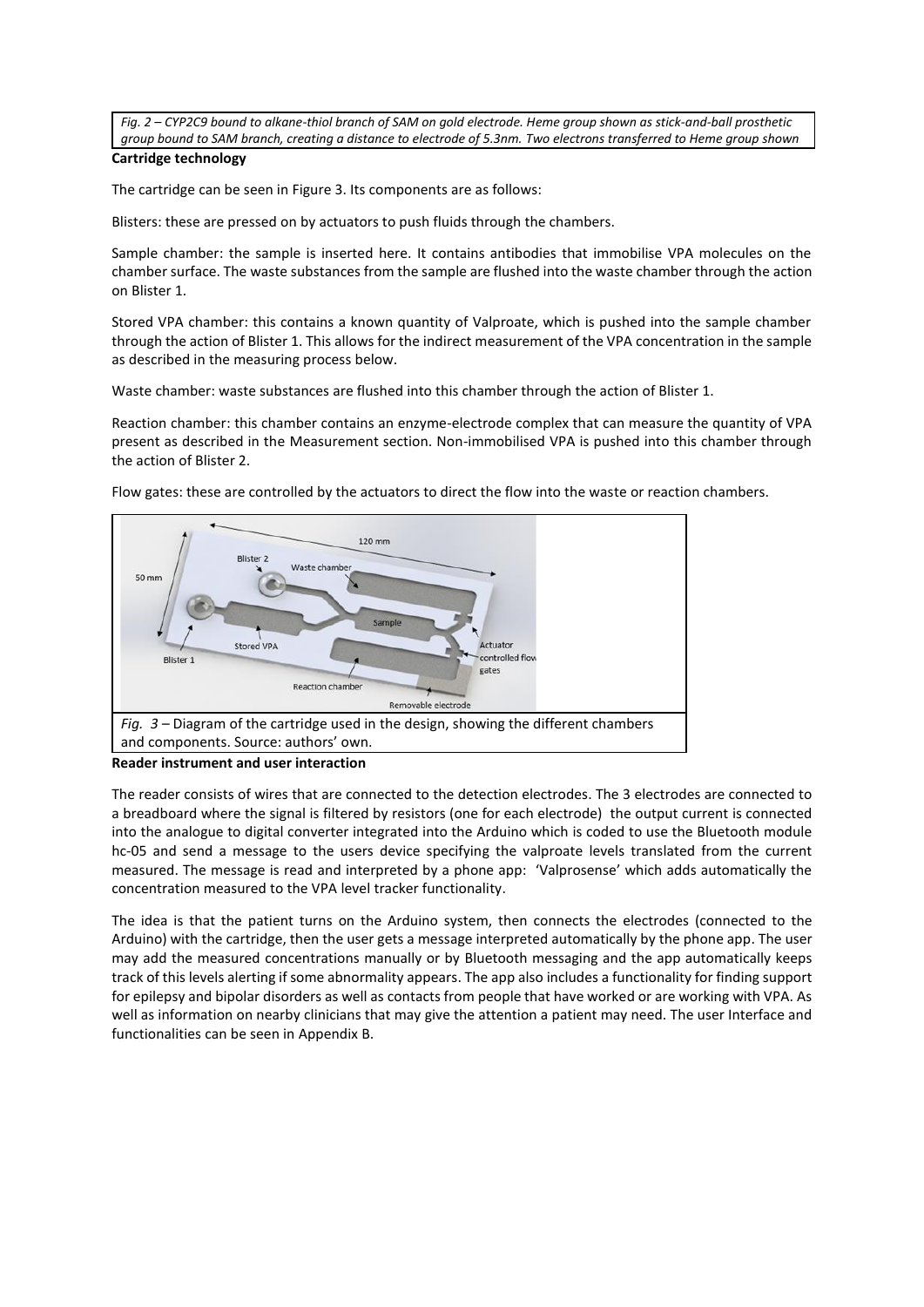*Fig. 2 – CYP2C9 bound to alkane-thiol branch of SAM on gold electrode. Heme group shown as stick-and-ball prosthetic group bound to SAM branch, creating a distance to electrode of 5.3nm. Two electrons transferred to Heme group shown*

**Cartridge technology**

The cartridge can be seen in Figure 3. Its components are as follows:

Blisters: these are pressed on by actuators to push fluids through the chambers.

Sample chamber: the sample is inserted here. It contains antibodies that immobilise VPA molecules on the chamber surface. The waste substances from the sample are flushed into the waste chamber through the action on Blister 1.

Stored VPA chamber: this contains a known quantity of Valproate, which is pushed into the sample chamber through the action of Blister 1. This allows for the indirect measurement of the VPA concentration in the sample as described in the measuring process below.

Waste chamber: waste substances are flushed into this chamber through the action of Blister 1.

Reaction chamber: this chamber contains an enzyme-electrode complex that can measure the quantity of VPA present as described in the Measurement section. Non-immobilised VPA is pushed into this chamber through the action of Blister 2.

Flow gates: these are controlled by the actuators to direct the flow into the waste or reaction chambers.

*Fig. 3* – Diagram of the cartridge used in the design, showing the different chambers and components. Source: authors' own.

**Reader instrument and user interaction**

The reader consists of wires that are connected to the detection electrodes. The 3 electrodes are connected to a breadboard where the signal is filtered by resistors (one for each electrode) the output current is connected into the analogue to digital converter integrated into the Arduino which is coded to use the Bluetooth module hc-05 and send a message to the users device specifying the valproate levels translated from the current measured. The message is read and interpreted by a phone app: 'Valprosense' which adds automatically the concentration measured to the VPA level tracker functionality.

The idea is that the patient turns on the Arduino system, then connects the electrodes (connected to the Arduino) with the cartridge, then the user gets a message interpreted automatically by the phone app. The user may add the measured concentrations manually or by Bluetooth messaging and the app automatically keeps track of this levels alerting if some abnormality appears. The app also includes a functionality for finding support for epilepsy and bipolar disorders as well as contacts from people that have worked or are working with VPA. As well as information on nearby clinicians that may give the attention a patient may need. The user Interface and functionalities can be seen in Appendix B.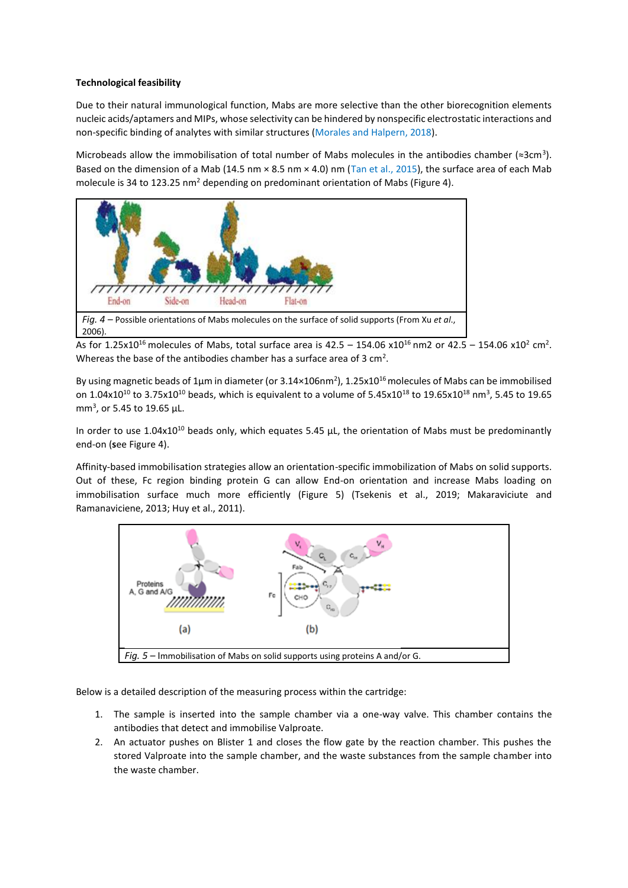**Technological feasibility**

Due to their natural immunological function, Mabs are more selective than the other biorecognition elements nucleic acids/aptamers and MIPs, whose selectivity can be hindered by nonspecific electrostatic interactions and non-specific binding of analytes with similar structures (Morales and Halpern, 2018).

Microbeads allow the immobilisation of total number of Mabs molecules in the antibodies chamber (≈3cm$^3$). Based on the dimension of a Mab (14.5 nm × 8.5 nm × 4.0) nm (Tan et al., 2015), the surface area of each Mab molecule is 34 to 123.25 nm$^2$ depending on predominant orientation of Mabs (Figure 4).

*Fig. 4* – Possible orientations of Mabs molecules on the surface of solid supports (From Xu *et al.*, 2006).

As for 1.25x10$^{16}$ molecules of Mabs, total surface area is 42.5 – 154.06 x10$^{16}$ nm2 or 42.5 – 154.06 x10$^2$ cm$^2$. Whereas the base of the antibodies chamber has a surface area of 3 cm$^2$.

By using magnetic beads of 1µm in diameter (or 3.14×106nm$^2$), 1.25x10$^{16}$ molecules of Mabs can be immobilised on 1.04x10$^{10}$ to 3.75x10$^{10}$ beads, which is equivalent to a volume of 5.45x10$^{18}$ to 19.65x10$^{18}$ nm$^3$, 5.45 to 19.65 mm$^3$, or 5.45 to 19.65 µL.

In order to use 1.04x10$^{10}$ beads only, which equates 5.45 µL, the orientation of Mabs must be predominantly end-on (**s**ee Figure 4).

Affinity-based immobilisation strategies allow an orientation-specific immobilization of Mabs on solid supports. Out of these, Fc region binding protein G can allow End-on orientation and increase Mabs loading on immobilisation surface much more efficiently (Figure 5) (Tsekenis et al., 2019; Makaraviciute and Ramanaviciene, 2013; Huy et al., 2011).

*Fig. 5* – Immobilisation of Mabs on solid supports using proteins A and/or G.

Below is a detailed description of the measuring process within the cartridge:

1. The sample is inserted into the sample chamber via a one-way valve. This chamber contains the antibodies that detect and immobilise Valproate.
2. An actuator pushes on Blister 1 and closes the flow gate by the reaction chamber. This pushes the stored Valproate into the sample chamber, and the waste substances from the sample chamber into the waste chamber.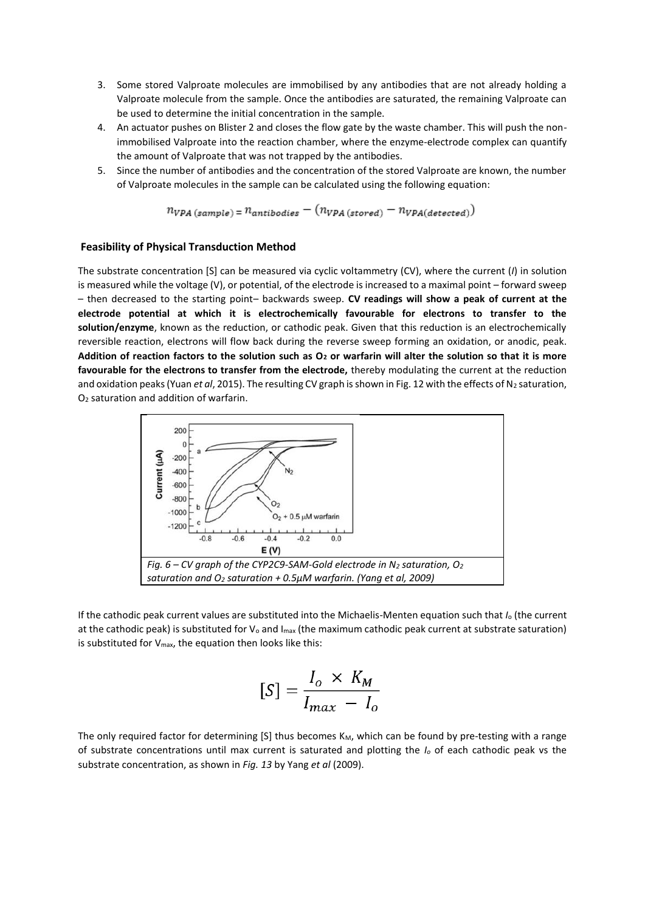3. Some stored Valproate molecules are immobilised by any antibodies that are not already holding a Valproate molecule from the sample. Once the antibodies are saturated, the remaining Valproate can be used to determine the initial concentration in the sample.
4. An actuator pushes on Blister 2 and closes the flow gate by the waste chamber. This will push the non-immobilised Valproate into the reaction chamber, where the enzyme-electrode complex can quantify the amount of Valproate that was not trapped by the antibodies.
5. Since the number of antibodies and the concentration of the stored Valproate are known, the number of Valproate molecules in the sample can be calculated using the following equation:

$$n_{VPA\,(sample)} = n_{antibodies} - \left(n_{VPA\,(stored)} - n_{VPA(detected)}\right)$$

### Feasibility of Physical Transduction Method

The substrate concentration [S] can be measured via cyclic voltammetry (CV), where the current (*I*) in solution is measured while the voltage (V), or potential, of the electrode is increased to a maximal point – forward sweep – then decreased to the starting point– backwards sweep. **CV readings will show a peak of current at the electrode potential at which it is electrochemically favourable for electrons to transfer to the solution/enzyme**, known as the reduction, or cathodic peak. Given that this reduction is an electrochemically reversible reaction, electrons will flow back during the reverse sweep forming an oxidation, or anodic, peak. **Addition of reaction factors to the solution such as $O_2$ or warfarin will alter the solution so that it is more favourable for the electrons to transfer from the electrode,** thereby modulating the current at the reduction and oxidation peaks (Yuan *et al*, 2015). The resulting CV graph is shown in Fig. 12 with the effects of $N_2$ saturation, $O_2$ saturation and addition of warfarin.

*Fig. 6 – CV graph of the CYP2C9-SAM-Gold electrode in $N_2$ saturation, $O_2$ saturation and $O_2$ saturation + 0.5μM warfarin. (Yang et al, 2009)*

If the cathodic peak current values are substituted into the Michaelis-Menten equation such that $I_o$ (the current at the cathodic peak) is substituted for $V_o$ and $I_{max}$ (the maximum cathodic peak current at substrate saturation) is substituted for $V_{max}$, the equation then looks like this:

$$[S] = \frac{I_o \times K_M}{I_{max} - I_o}$$

The only required factor for determining [S] thus becomes $K_M$, which can be found by pre-testing with a range of substrate concentrations until max current is saturated and plotting the $I_o$ of each cathodic peak vs the substrate concentration, as shown in *Fig. 13* by Yang *et al* (2009).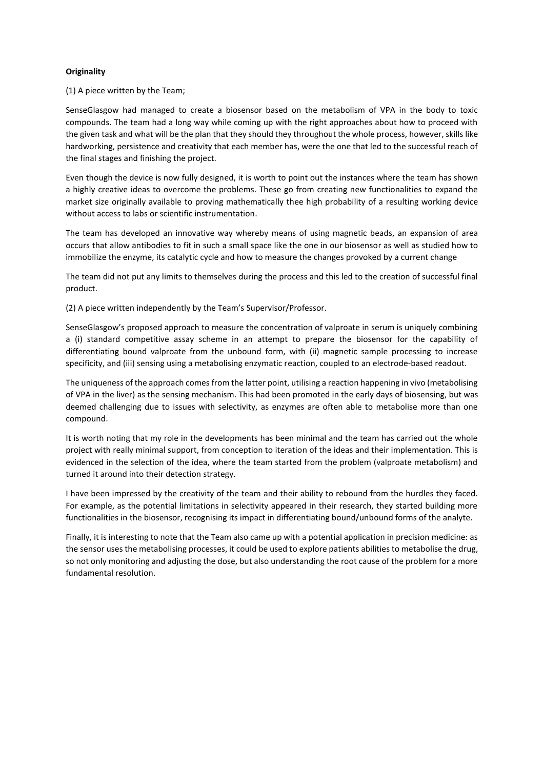**Originality**

(1) A piece written by the Team;

SenseGlasgow had managed to create a biosensor based on the metabolism of VPA in the body to toxic compounds. The team had a long way while coming up with the right approaches about how to proceed with the given task and what will be the plan that they should they throughout the whole process, however, skills like hardworking, persistence and creativity that each member has, were the one that led to the successful reach of the final stages and finishing the project.

Even though the device is now fully designed, it is worth to point out the instances where the team has shown a highly creative ideas to overcome the problems. These go from creating new functionalities to expand the market size originally available to proving mathematically thee high probability of a resulting working device without access to labs or scientific instrumentation.

The team has developed an innovative way whereby means of using magnetic beads, an expansion of area occurs that allow antibodies to fit in such a small space like the one in our biosensor as well as studied how to immobilize the enzyme, its catalytic cycle and how to measure the changes provoked by a current change

The team did not put any limits to themselves during the process and this led to the creation of successful final product.

(2) A piece written independently by the Team's Supervisor/Professor.

SenseGlasgow's proposed approach to measure the concentration of valproate in serum is uniquely combining a (i) standard competitive assay scheme in an attempt to prepare the biosensor for the capability of differentiating bound valproate from the unbound form, with (ii) magnetic sample processing to increase specificity, and (iii) sensing using a metabolising enzymatic reaction, coupled to an electrode-based readout.

The uniqueness of the approach comes from the latter point, utilising a reaction happening in vivo (metabolising of VPA in the liver) as the sensing mechanism. This had been promoted in the early days of biosensing, but was deemed challenging due to issues with selectivity, as enzymes are often able to metabolise more than one compound.

It is worth noting that my role in the developments has been minimal and the team has carried out the whole project with really minimal support, from conception to iteration of the ideas and their implementation. This is evidenced in the selection of the idea, where the team started from the problem (valproate metabolism) and turned it around into their detection strategy.

I have been impressed by the creativity of the team and their ability to rebound from the hurdles they faced. For example, as the potential limitations in selectivity appeared in their research, they started building more functionalities in the biosensor, recognising its impact in differentiating bound/unbound forms of the analyte.

Finally, it is interesting to note that the Team also came up with a potential application in precision medicine: as the sensor uses the metabolising processes, it could be used to explore patients abilities to metabolise the drug, so not only monitoring and adjusting the dose, but also understanding the root cause of the problem for a more fundamental resolution.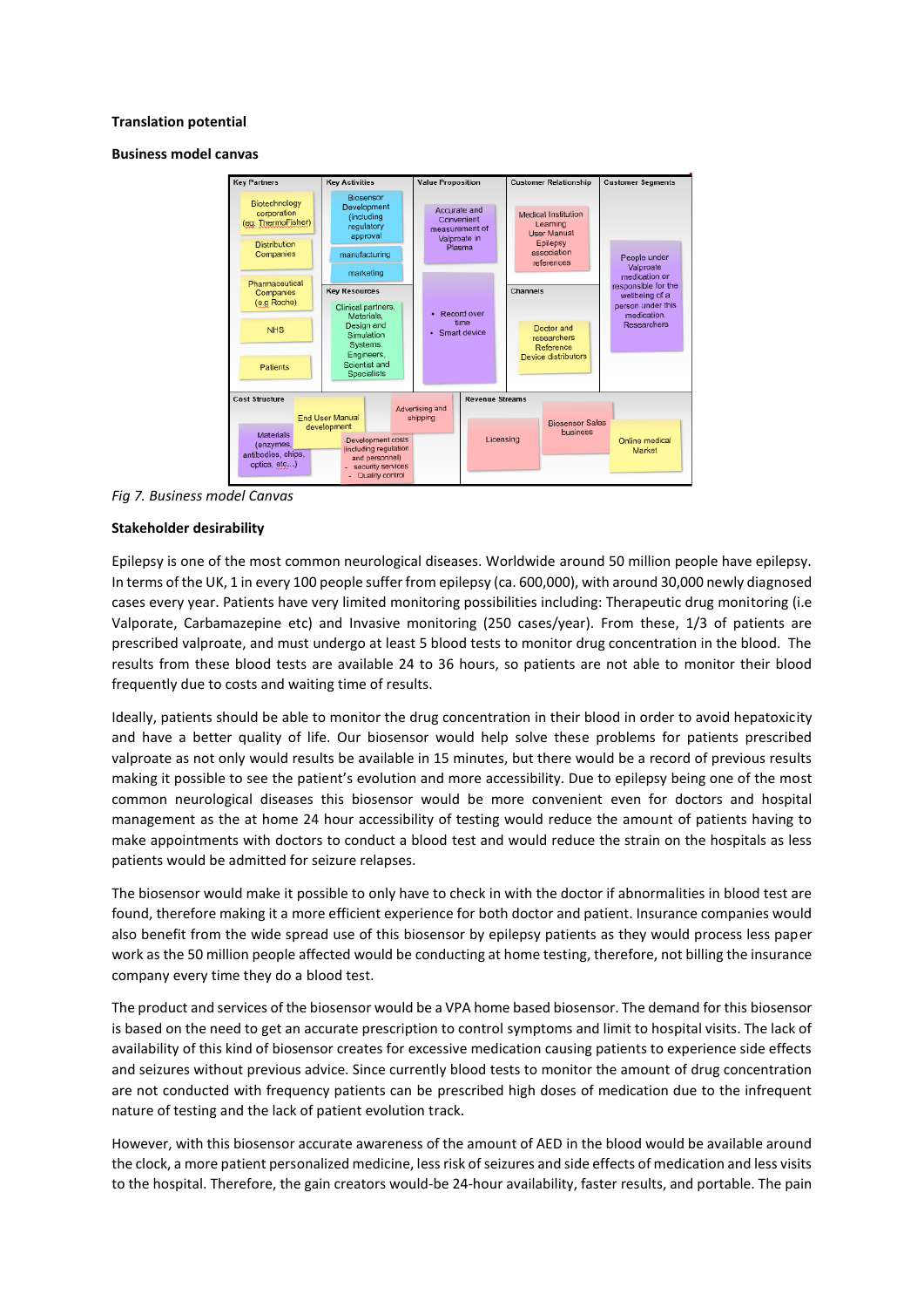**Translation potential**

**Business model canvas**

| Key Partners | Key Activities | Value Proposition | Customer Relationship | Customer Segments |
|---|---|---|---|---|
| Biotechnology corporation (eg. ThermoFisher); Distribution Companies; Pharmaceutical Companies (e.g Roche); NHS; Patients | Biosensor Development (including regulatory approval); manufacturing; marketing | Accurate and Convenient measurement of Valproate in Plasma; Record over time; Smart device | Medical Institution Learning; User Manual; Epilepsy association references | People under Valproate medication or responsible for the wellbeing of a person under this medication. Researchers |
| | **Key Resources** | | **Channels** | |
| | Clinical partners, Materials, Design and Simulation Systems, Engineers, Scientist and Specialists | | Doctor and researchers; Reference Device distributors | |

| Cost Structure | Revenue Streams |
|---|---|
| End User Manual development; Advertising and shipping; Materials (enzymes, antibodies, chips, optics, etc...); Development costs (including regulation and personnel) - security services - Quality control | Licensing; Biosensor Sales business; Online medical Market |

*Fig 7. Business model Canvas*

**Stakeholder desirability**

Epilepsy is one of the most common neurological diseases. Worldwide around 50 million people have epilepsy. In terms of the UK, 1 in every 100 people suffer from epilepsy (ca. 600,000), with around 30,000 newly diagnosed cases every year. Patients have very limited monitoring possibilities including: Therapeutic drug monitoring (i.e Valporate, Carbamazepine etc) and Invasive monitoring (250 cases/year). From these, 1/3 of patients are prescribed valproate, and must undergo at least 5 blood tests to monitor drug concentration in the blood. The results from these blood tests are available 24 to 36 hours, so patients are not able to monitor their blood frequently due to costs and waiting time of results.

Ideally, patients should be able to monitor the drug concentration in their blood in order to avoid hepatoxicity and have a better quality of life. Our biosensor would help solve these problems for patients prescribed valproate as not only would results be available in 15 minutes, but there would be a record of previous results making it possible to see the patient's evolution and more accessibility. Due to epilepsy being one of the most common neurological diseases this biosensor would be more convenient even for doctors and hospital management as the at home 24 hour accessibility of testing would reduce the amount of patients having to make appointments with doctors to conduct a blood test and would reduce the strain on the hospitals as less patients would be admitted for seizure relapses.

The biosensor would make it possible to only have to check in with the doctor if abnormalities in blood test are found, therefore making it a more efficient experience for both doctor and patient. Insurance companies would also benefit from the wide spread use of this biosensor by epilepsy patients as they would process less paper work as the 50 million people affected would be conducting at home testing, therefore, not billing the insurance company every time they do a blood test.

The product and services of the biosensor would be a VPA home based biosensor. The demand for this biosensor is based on the need to get an accurate prescription to control symptoms and limit to hospital visits. The lack of availability of this kind of biosensor creates for excessive medication causing patients to experience side effects and seizures without previous advice. Since currently blood tests to monitor the amount of drug concentration are not conducted with frequency patients can be prescribed high doses of medication due to the infrequent nature of testing and the lack of patient evolution track.

However, with this biosensor accurate awareness of the amount of AED in the blood would be available around the clock, a more patient personalized medicine, less risk of seizures and side effects of medication and less visits to the hospital. Therefore, the gain creators would-be 24-hour availability, faster results, and portable. The pain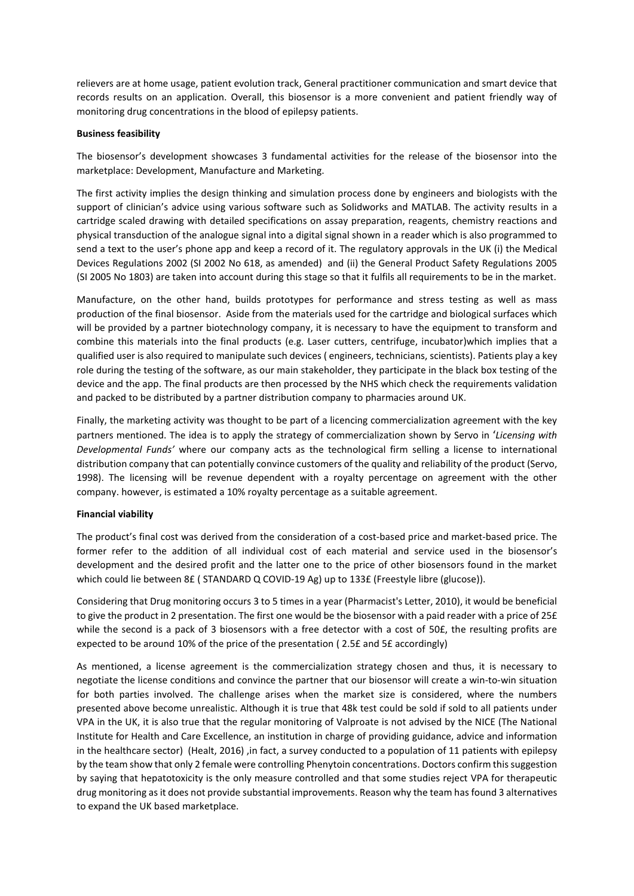relievers are at home usage, patient evolution track, General practitioner communication and smart device that records results on an application. Overall, this biosensor is a more convenient and patient friendly way of monitoring drug concentrations in the blood of epilepsy patients.

**Business feasibility**

The biosensor's development showcases 3 fundamental activities for the release of the biosensor into the marketplace: Development, Manufacture and Marketing.

The first activity implies the design thinking and simulation process done by engineers and biologists with the support of clinician's advice using various software such as Solidworks and MATLAB. The activity results in a cartridge scaled drawing with detailed specifications on assay preparation, reagents, chemistry reactions and physical transduction of the analogue signal into a digital signal shown in a reader which is also programmed to send a text to the user's phone app and keep a record of it. The regulatory approvals in the UK (i) the Medical Devices Regulations 2002 (SI 2002 No 618, as amended) and (ii) the General Product Safety Regulations 2005 (SI 2005 No 1803) are taken into account during this stage so that it fulfils all requirements to be in the market.

Manufacture, on the other hand, builds prototypes for performance and stress testing as well as mass production of the final biosensor. Aside from the materials used for the cartridge and biological surfaces which will be provided by a partner biotechnology company, it is necessary to have the equipment to transform and combine this materials into the final products (e.g. Laser cutters, centrifuge, incubator)which implies that a qualified user is also required to manipulate such devices ( engineers, technicians, scientists). Patients play a key role during the testing of the software, as our main stakeholder, they participate in the black box testing of the device and the app. The final products are then processed by the NHS which check the requirements validation and packed to be distributed by a partner distribution company to pharmacies around UK.

Finally, the marketing activity was thought to be part of a licencing commercialization agreement with the key partners mentioned. The idea is to apply the strategy of commercialization shown by Servo in '*Licensing with Developmental Funds'* where our company acts as the technological firm selling a license to international distribution company that can potentially convince customers of the quality and reliability of the product (Servo, 1998). The licensing will be revenue dependent with a royalty percentage on agreement with the other company. however, is estimated a 10% royalty percentage as a suitable agreement.

**Financial viability**

The product's final cost was derived from the consideration of a cost-based price and market-based price. The former refer to the addition of all individual cost of each material and service used in the biosensor's development and the desired profit and the latter one to the price of other biosensors found in the market which could lie between 8£ ( STANDARD Q COVID-19 Ag) up to 133£ (Freestyle libre (glucose)).

Considering that Drug monitoring occurs 3 to 5 times in a year (Pharmacist's Letter, 2010), it would be beneficial to give the product in 2 presentation. The first one would be the biosensor with a paid reader with a price of 25£ while the second is a pack of 3 biosensors with a free detector with a cost of 50£, the resulting profits are expected to be around 10% of the price of the presentation ( 2.5£ and 5£ accordingly)

As mentioned, a license agreement is the commercialization strategy chosen and thus, it is necessary to negotiate the license conditions and convince the partner that our biosensor will create a win-to-win situation for both parties involved. The challenge arises when the market size is considered, where the numbers presented above become unrealistic. Although it is true that 48k test could be sold if sold to all patients under VPA in the UK, it is also true that the regular monitoring of Valproate is not advised by the NICE (The National Institute for Health and Care Excellence, an institution in charge of providing guidance, advice and information in the healthcare sector) (Healt, 2016) ,in fact, a survey conducted to a population of 11 patients with epilepsy by the team show that only 2 female were controlling Phenytoin concentrations. Doctors confirm this suggestion by saying that hepatotoxicity is the only measure controlled and that some studies reject VPA for therapeutic drug monitoring as it does not provide substantial improvements. Reason why the team has found 3 alternatives to expand the UK based marketplace.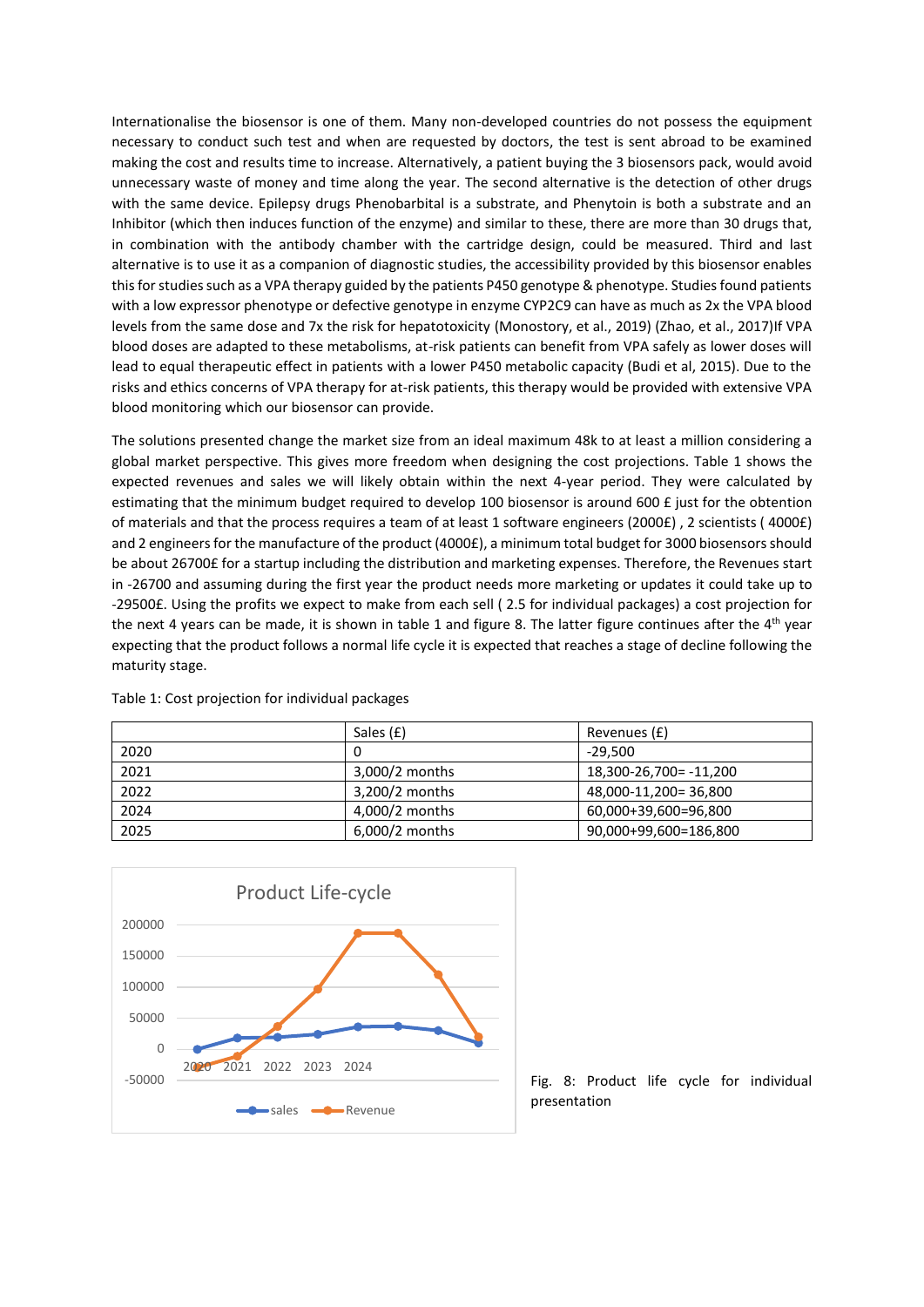Internationalise the biosensor is one of them. Many non-developed countries do not possess the equipment necessary to conduct such test and when are requested by doctors, the test is sent abroad to be examined making the cost and results time to increase. Alternatively, a patient buying the 3 biosensors pack, would avoid unnecessary waste of money and time along the year. The second alternative is the detection of other drugs with the same device. Epilepsy drugs Phenobarbital is a substrate, and Phenytoin is both a substrate and an Inhibitor (which then induces function of the enzyme) and similar to these, there are more than 30 drugs that, in combination with the antibody chamber with the cartridge design, could be measured. Third and last alternative is to use it as a companion of diagnostic studies, the accessibility provided by this biosensor enables this for studies such as a VPA therapy guided by the patients P450 genotype & phenotype. Studies found patients with a low expressor phenotype or defective genotype in enzyme CYP2C9 can have as much as 2x the VPA blood levels from the same dose and 7x the risk for hepatotoxicity (Monostory, et al., 2019) (Zhao, et al., 2017)If VPA blood doses are adapted to these metabolisms, at-risk patients can benefit from VPA safely as lower doses will lead to equal therapeutic effect in patients with a lower P450 metabolic capacity (Budi et al, 2015). Due to the risks and ethics concerns of VPA therapy for at-risk patients, this therapy would be provided with extensive VPA blood monitoring which our biosensor can provide.

The solutions presented change the market size from an ideal maximum 48k to at least a million considering a global market perspective. This gives more freedom when designing the cost projections. Table 1 shows the expected revenues and sales we will likely obtain within the next 4-year period. They were calculated by estimating that the minimum budget required to develop 100 biosensor is around 600 £ just for the obtention of materials and that the process requires a team of at least 1 software engineers (2000£) , 2 scientists ( 4000£) and 2 engineers for the manufacture of the product (4000£), a minimum total budget for 3000 biosensors should be about 26700£ for a startup including the distribution and marketing expenses. Therefore, the Revenues start in -26700 and assuming during the first year the product needs more marketing or updates it could take up to -29500£. Using the profits we expect to make from each sell ( 2.5 for individual packages) a cost projection for the next 4 years can be made, it is shown in table 1 and figure 8. The latter figure continues after the 4th year expecting that the product follows a normal life cycle it is expected that reaches a stage of decline following the maturity stage.

Table 1: Cost projection for individual packages

| | Sales (£) | Revenues (£) |
|---|---|---|
| 2020 | 0 | -29,500 |
| 2021 | 3,000/2 months | 18,300-26,700= -11,200 |
| 2022 | 3,200/2 months | 48,000-11,200= 36,800 |
| 2024 | 4,000/2 months | 60,000+39,600=96,800 |
| 2025 | 6,000/2 months | 90,000+99,600=186,800 |

Fig. 8: Product life cycle for individual presentation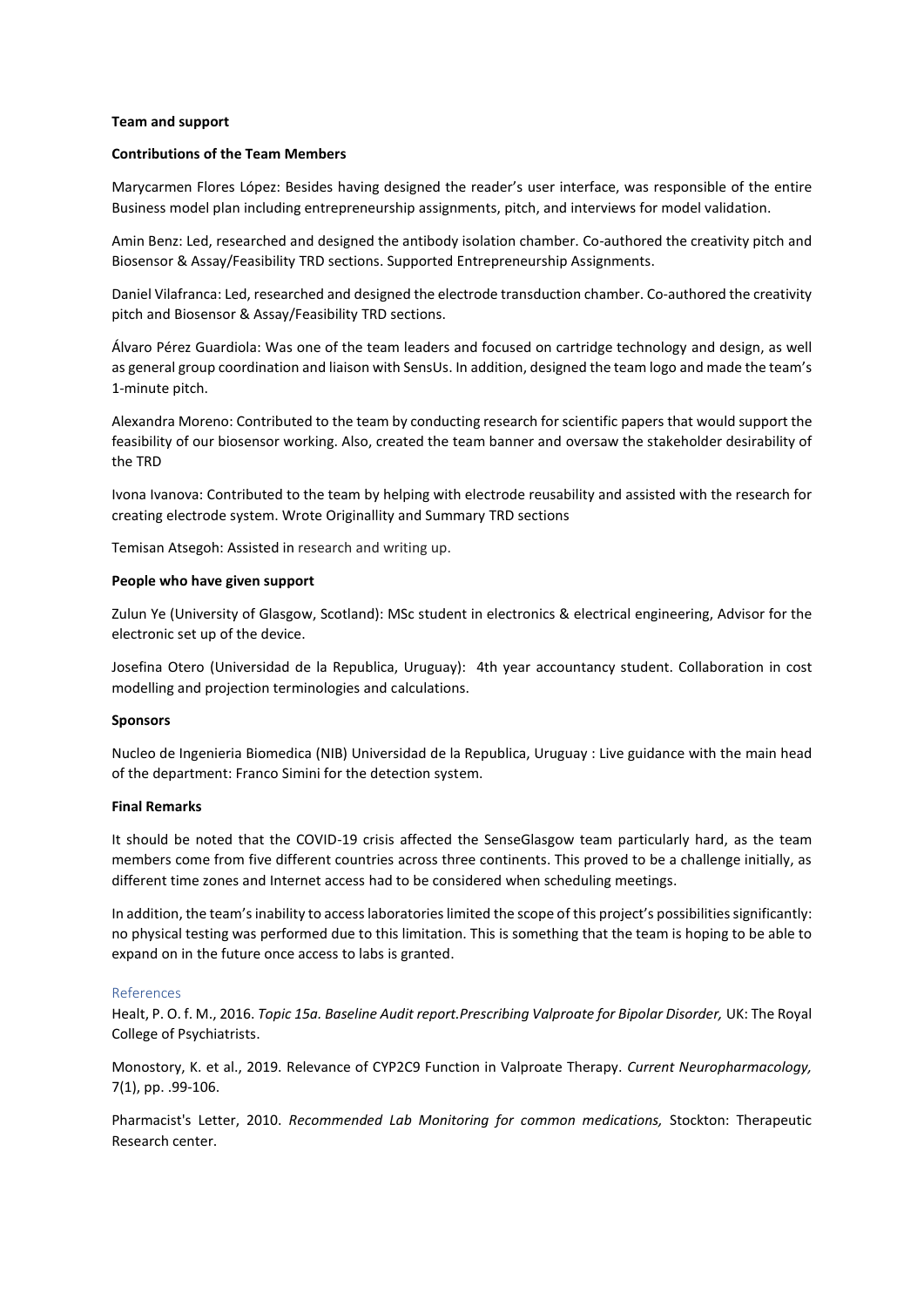**Team and support**

**Contributions of the Team Members**

Marycarmen Flores López: Besides having designed the reader's user interface, was responsible of the entire Business model plan including entrepreneurship assignments, pitch, and interviews for model validation.

Amin Benz: Led, researched and designed the antibody isolation chamber. Co-authored the creativity pitch and Biosensor & Assay/Feasibility TRD sections. Supported Entrepreneurship Assignments.

Daniel Vilafranca: Led, researched and designed the electrode transduction chamber. Co-authored the creativity pitch and Biosensor & Assay/Feasibility TRD sections.

Álvaro Pérez Guardiola: Was one of the team leaders and focused on cartridge technology and design, as well as general group coordination and liaison with SensUs. In addition, designed the team logo and made the team's 1-minute pitch.

Alexandra Moreno: Contributed to the team by conducting research for scientific papers that would support the feasibility of our biosensor working. Also, created the team banner and oversaw the stakeholder desirability of the TRD

Ivona Ivanova: Contributed to the team by helping with electrode reusability and assisted with the research for creating electrode system. Wrote Originallity and Summary TRD sections

Temisan Atsegoh: Assisted in research and writing up.

**People who have given support**

Zulun Ye (University of Glasgow, Scotland): MSc student in electronics & electrical engineering, Advisor for the electronic set up of the device.

Josefina Otero (Universidad de la Republica, Uruguay): 4th year accountancy student. Collaboration in cost modelling and projection terminologies and calculations.

**Sponsors**

Nucleo de Ingenieria Biomedica (NIB) Universidad de la Republica, Uruguay : Live guidance with the main head of the department: Franco Simini for the detection system.

**Final Remarks**

It should be noted that the COVID-19 crisis affected the SenseGlasgow team particularly hard, as the team members come from five different countries across three continents. This proved to be a challenge initially, as different time zones and Internet access had to be considered when scheduling meetings.

In addition, the team's inability to access laboratories limited the scope of this project's possibilities significantly: no physical testing was performed due to this limitation. This is something that the team is hoping to be able to expand on in the future once access to labs is granted.

## References

Healt, P. O. f. M., 2016. *Topic 15a. Baseline Audit report.Prescribing Valproate for Bipolar Disorder,* UK: The Royal College of Psychiatrists.

Monostory, K. et al., 2019. Relevance of CYP2C9 Function in Valproate Therapy. *Current Neuropharmacology,* 7(1), pp. .99-106.

Pharmacist's Letter, 2010. *Recommended Lab Monitoring for common medications,* Stockton: Therapeutic Research center.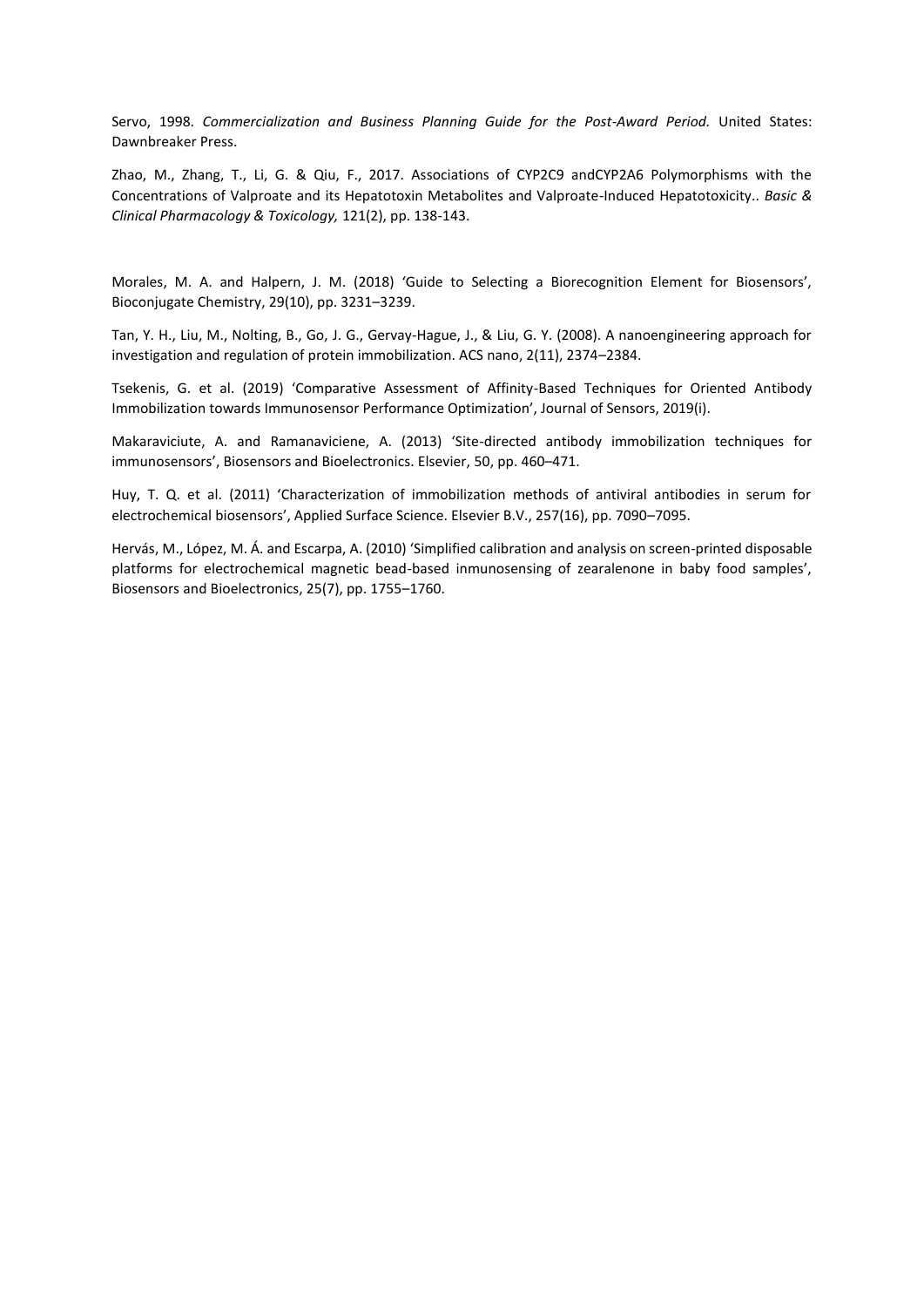Servo, 1998. *Commercialization and Business Planning Guide for the Post-Award Period.* United States: Dawnbreaker Press.

Zhao, M., Zhang, T., Li, G. & Qiu, F., 2017. Associations of CYP2C9 andCYP2A6 Polymorphisms with the Concentrations of Valproate and its Hepatotoxin Metabolites and Valproate-Induced Hepatotoxicity.. *Basic & Clinical Pharmacology & Toxicology,* 121(2), pp. 138-143.

Morales, M. A. and Halpern, J. M. (2018) 'Guide to Selecting a Biorecognition Element for Biosensors', Bioconjugate Chemistry, 29(10), pp. 3231–3239.

Tan, Y. H., Liu, M., Nolting, B., Go, J. G., Gervay-Hague, J., & Liu, G. Y. (2008). A nanoengineering approach for investigation and regulation of protein immobilization. ACS nano, 2(11), 2374–2384.

Tsekenis, G. et al. (2019) 'Comparative Assessment of Affinity-Based Techniques for Oriented Antibody Immobilization towards Immunosensor Performance Optimization', Journal of Sensors, 2019(i).

Makaraviciute, A. and Ramanaviciene, A. (2013) 'Site-directed antibody immobilization techniques for immunosensors', Biosensors and Bioelectronics. Elsevier, 50, pp. 460–471.

Huy, T. Q. et al. (2011) 'Characterization of immobilization methods of antiviral antibodies in serum for electrochemical biosensors', Applied Surface Science. Elsevier B.V., 257(16), pp. 7090–7095.

Hervás, M., López, M. Á. and Escarpa, A. (2010) 'Simplified calibration and analysis on screen-printed disposable platforms for electrochemical magnetic bead-based inmunosensing of zearalenone in baby food samples', Biosensors and Bioelectronics, 25(7), pp. 1755–1760.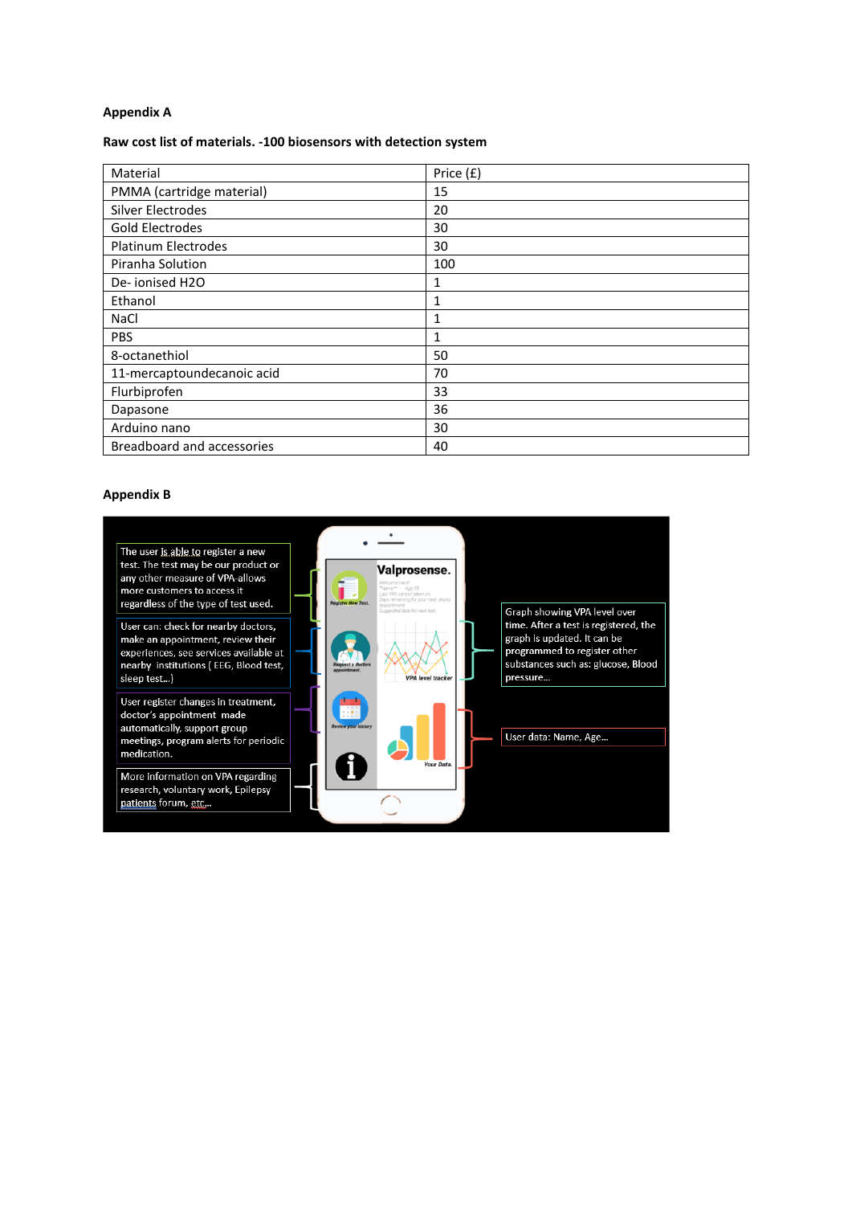**Appendix A**

**Raw cost list of materials. -100 biosensors with detection system**

| Material | Price (£) |
|---|---|
| PMMA (cartridge material) | 15 |
| Silver Electrodes | 20 |
| Gold Electrodes | 30 |
| Platinum Electrodes | 30 |
| Piranha Solution | 100 |
| De- ionised H2O | 1 |
| Ethanol | 1 |
| NaCl | 1 |
| PBS | 1 |
| 8-octanethiol | 50 |
| 11-mercaptoundecanoic acid | 70 |
| Flurbiprofen | 33 |
| Dapasone | 36 |
| Arduino nano | 30 |
| Breadboard and accessories | 40 |

**Appendix B**

The user is able to register a new test. The test may be our product or any other measure of VPA-allows more customers to access it regardless of the type of test used.

User can: check for nearby doctors, make an appointment, review their experiences, see services available at nearby institutions ( EEG, Blood test, sleep test...)

User register changes in treatment, doctor's appointment made automatically, support group meetings, program alerts for periodic medication.

More information on VPA regarding research, voluntary work, Epilepsy patients forum, etc...

Valprosense.

Register New Test.

Request a doctors appointment.

Review your history

VPA level tracker

Your Data.

Graph showing VPA level over time. After a test is registered, the graph is updated. It can be programmed to register other substances such as: glucose, Blood pressure...

User data: Name, Age...